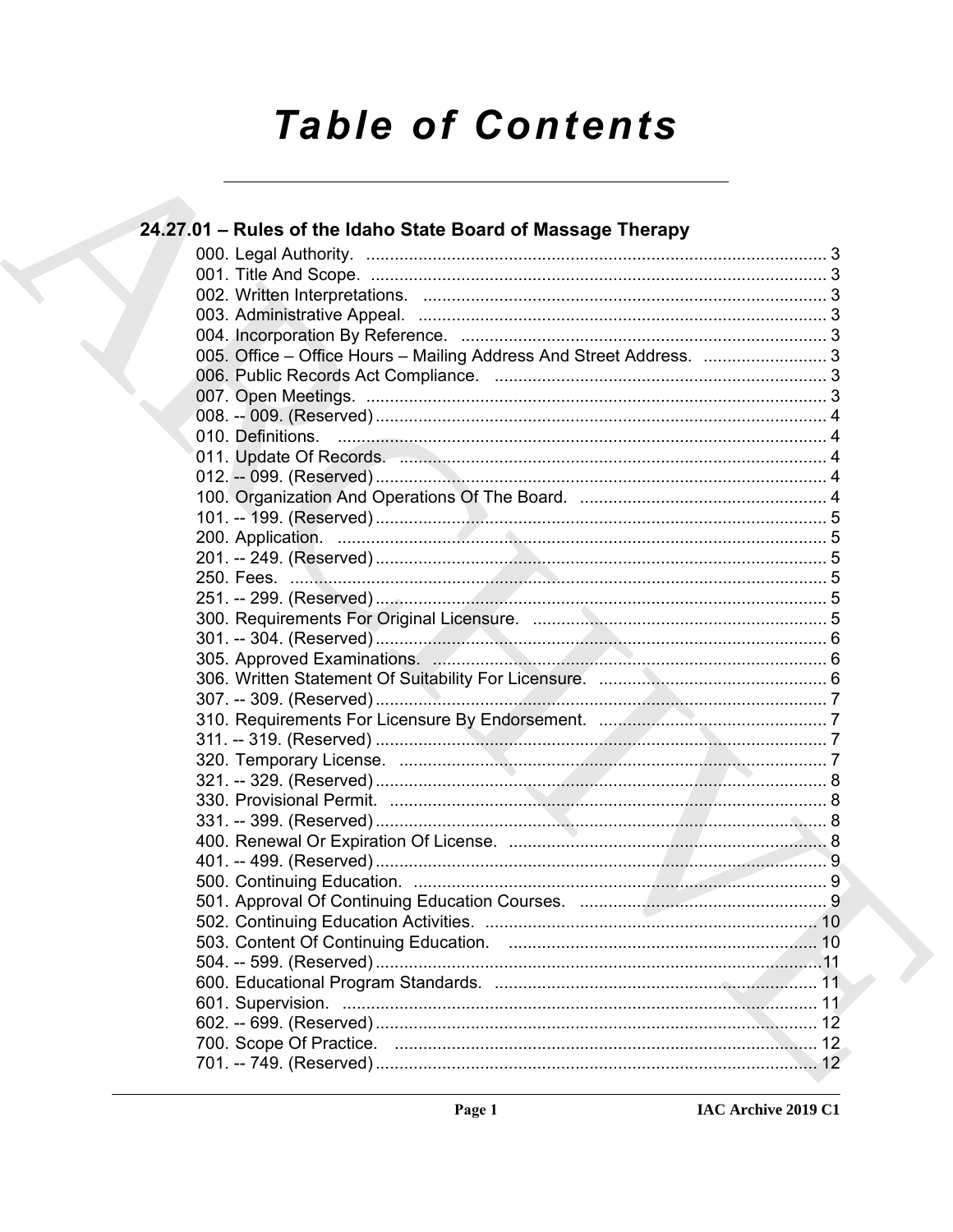# Table of Contents

## 24.27.01 – Rules of the Idaho State Board of Massage Therapy

000. Legal Authority. ... 3
001. Title And Scope. ... 3
002. Written Interpretations. ... 3
003. Administrative Appeal. ... 3
004. Incorporation By Reference. ... 3
005. Office – Office Hours – Mailing Address And Street Address. ... 3
006. Public Records Act Compliance. ... 3
007. Open Meetings. ... 3
008. -- 009. (Reserved) ... 4
010. Definitions. ... 4
011. Update Of Records. ... 4
012. -- 099. (Reserved) ... 4
100. Organization And Operations Of The Board. ... 4
101. -- 199. (Reserved) ... 5
200. Application. ... 5
201. -- 249. (Reserved) ... 5
250. Fees. ... 5
251. -- 299. (Reserved) ... 5
300. Requirements For Original Licensure. ... 5
301. -- 304. (Reserved) ... 6
305. Approved Examinations. ... 6
306. Written Statement Of Suitability For Licensure. ... 6
307. -- 309. (Reserved) ... 7
310. Requirements For Licensure By Endorsement. ... 7
311. -- 319. (Reserved) ... 7
320. Temporary License. ... 7
321. -- 329. (Reserved) ... 8
330. Provisional Permit. ... 8
331. -- 399. (Reserved) ... 8
400. Renewal Or Expiration Of License. ... 8
401. -- 499. (Reserved) ... 9
500. Continuing Education. ... 9
501. Approval Of Continuing Education Courses. ... 9
502. Continuing Education Activities. ... 10
503. Content Of Continuing Education. ... 10
504. -- 599. (Reserved) ... 11
600. Educational Program Standards. ... 11
601. Supervision. ... 11
602. -- 699. (Reserved) ... 12
700. Scope Of Practice. ... 12
701. -- 749. (Reserved) ... 12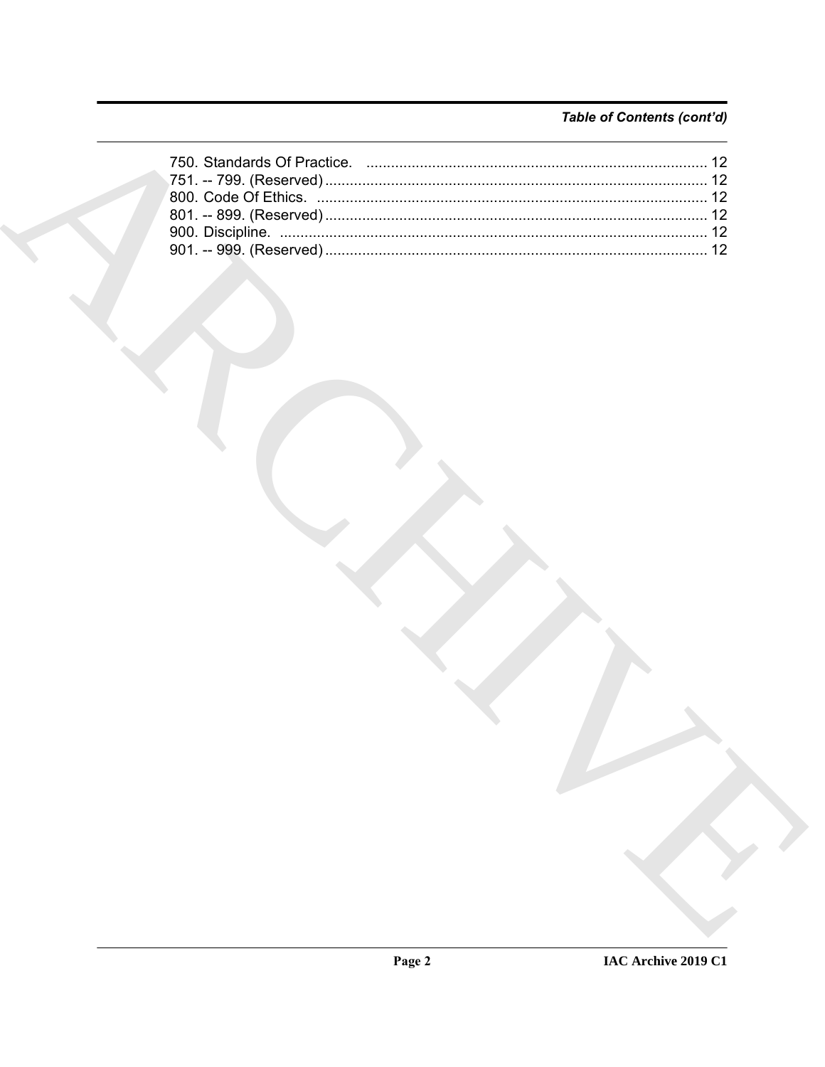*Table of Contents (cont'd)*

750. Standards Of Practice. ........................................................................................ 12
751. -- 799. (Reserved) ................................................................................................ 12
800. Code Of Ethics. ................................................................................................... 12
801. -- 899. (Reserved) ................................................................................................ 12
900. Discipline. ............................................................................................................ 12
901. -- 999. (Reserved) ................................................................................................ 12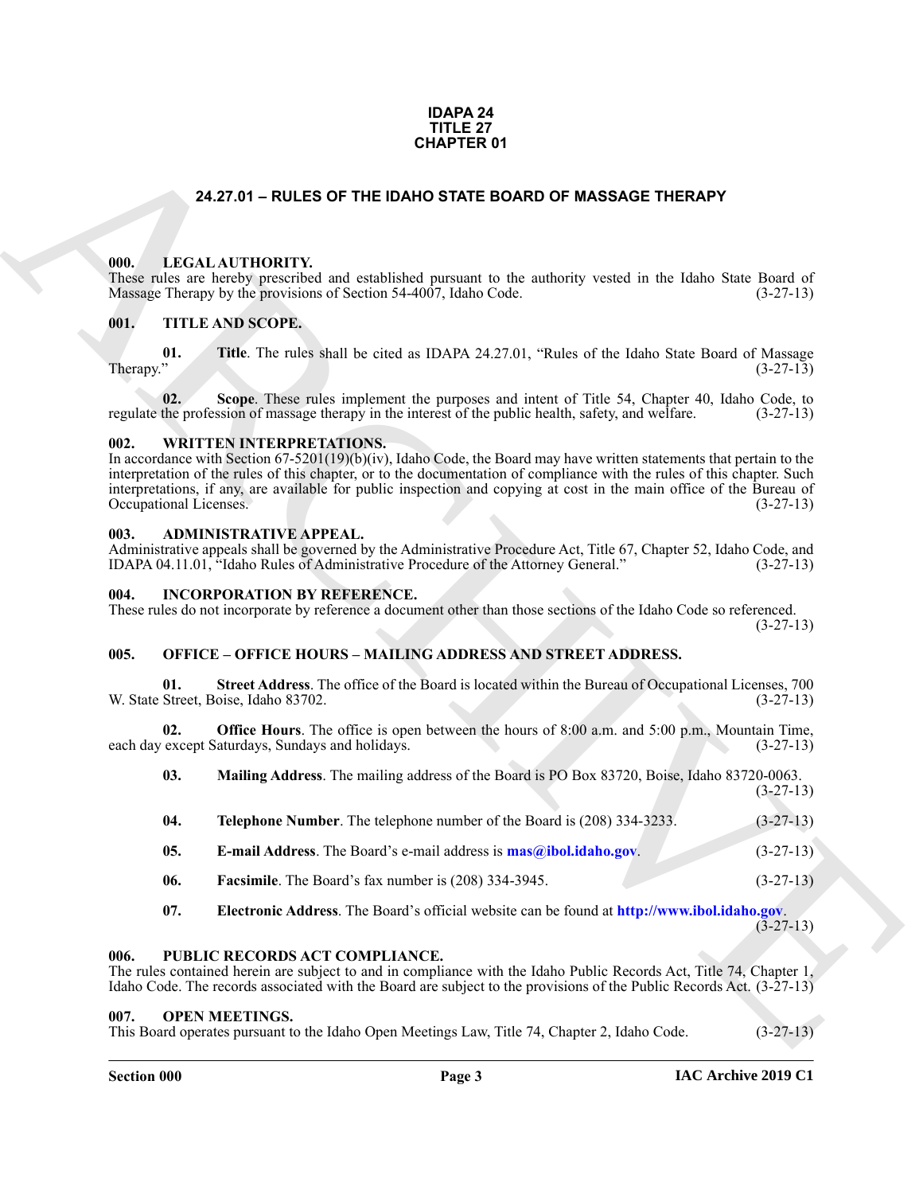**IDAPA 24**
**TITLE 27**
**CHAPTER 01**

# 24.27.01 – RULES OF THE IDAHO STATE BOARD OF MASSAGE THERAPY

### 000. LEGAL AUTHORITY.

These rules are hereby prescribed and established pursuant to the authority vested in the Idaho State Board of Massage Therapy by the provisions of Section 54-4007, Idaho Code. (3-27-13)

### 001. TITLE AND SCOPE.

**01. Title**. The rules shall be cited as IDAPA 24.27.01, "Rules of the Idaho State Board of Massage Therapy." (3-27-13)

**02. Scope**. These rules implement the purposes and intent of Title 54, Chapter 40, Idaho Code, to regulate the profession of massage therapy in the interest of the public health, safety, and welfare. (3-27-13)

### 002. WRITTEN INTERPRETATIONS.

In accordance with Section 67-5201(19)(b)(iv), Idaho Code, the Board may have written statements that pertain to the interpretation of the rules of this chapter, or to the documentation of compliance with the rules of this chapter. Such interpretations, if any, are available for public inspection and copying at cost in the main office of the Bureau of Occupational Licenses. (3-27-13)

### 003. ADMINISTRATIVE APPEAL.

Administrative appeals shall be governed by the Administrative Procedure Act, Title 67, Chapter 52, Idaho Code, and IDAPA 04.11.01, "Idaho Rules of Administrative Procedure of the Attorney General." (3-27-13)

### 004. INCORPORATION BY REFERENCE.

These rules do not incorporate by reference a document other than those sections of the Idaho Code so referenced. (3-27-13)

### 005. OFFICE – OFFICE HOURS – MAILING ADDRESS AND STREET ADDRESS.

**01. Street Address**. The office of the Board is located within the Bureau of Occupational Licenses, 700 W. State Street, Boise, Idaho 83702. (3-27-13)

**02. Office Hours**. The office is open between the hours of 8:00 a.m. and 5:00 p.m., Mountain Time, each day except Saturdays, Sundays and holidays. (3-27-13)

**03. Mailing Address**. The mailing address of the Board is PO Box 83720, Boise, Idaho 83720-0063. (3-27-13)

**04. Telephone Number**. The telephone number of the Board is (208) 334-3233. (3-27-13)

**05. E-mail Address**. The Board's e-mail address is **mas@ibol.idaho.gov**. (3-27-13)

**06. Facsimile**. The Board's fax number is (208) 334-3945. (3-27-13)

**07. Electronic Address**. The Board's official website can be found at **http://www.ibol.idaho.gov**. (3-27-13)

### 006. PUBLIC RECORDS ACT COMPLIANCE.

The rules contained herein are subject to and in compliance with the Idaho Public Records Act, Title 74, Chapter 1, Idaho Code. The records associated with the Board are subject to the provisions of the Public Records Act. (3-27-13)

### 007. OPEN MEETINGS.

This Board operates pursuant to the Idaho Open Meetings Law, Title 74, Chapter 2, Idaho Code. (3-27-13)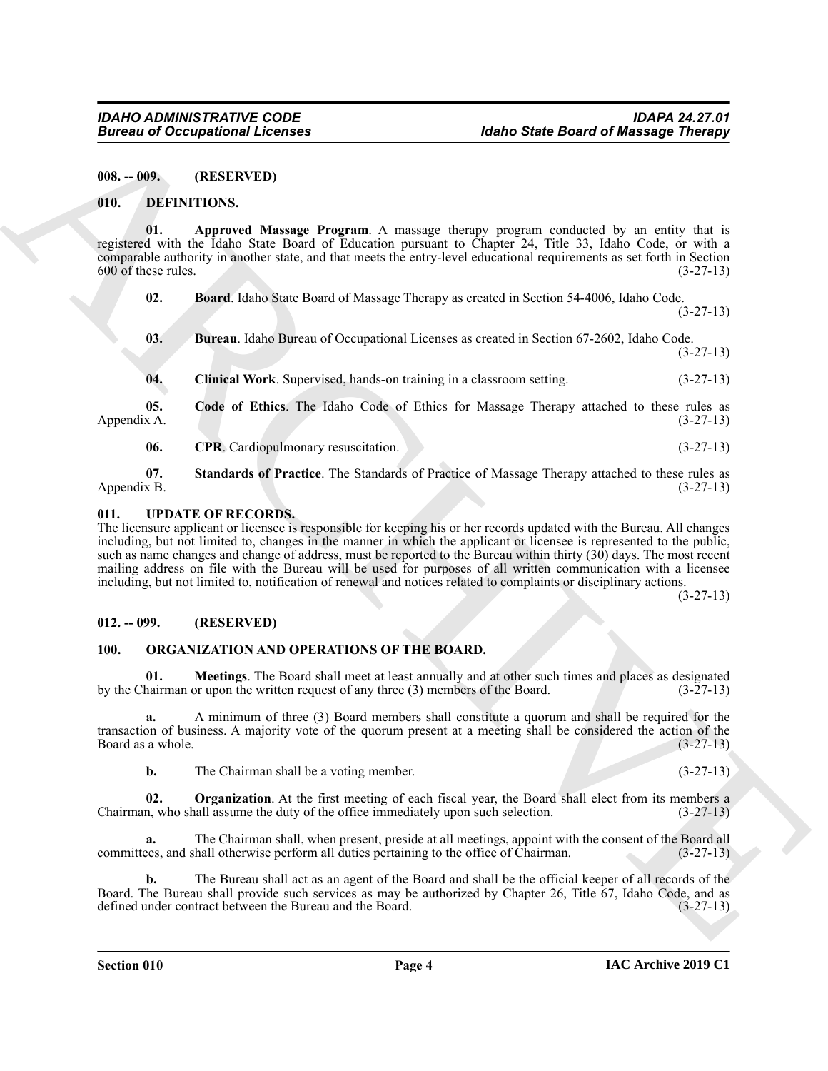**008. -- 009. (RESERVED)**

**010. DEFINITIONS.**

**01. Approved Massage Program**. A massage therapy program conducted by an entity that is registered with the Idaho State Board of Education pursuant to Chapter 24, Title 33, Idaho Code, or with a comparable authority in another state, and that meets the entry-level educational requirements as set forth in Section 600 of these rules. (3-27-13)

**02. Board**. Idaho State Board of Massage Therapy as created in Section 54-4006, Idaho Code. (3-27-13)

**03. Bureau**. Idaho Bureau of Occupational Licenses as created in Section 67-2602, Idaho Code. (3-27-13)

**04. Clinical Work**. Supervised, hands-on training in a classroom setting. (3-27-13)

**05. Code of Ethics**. The Idaho Code of Ethics for Massage Therapy attached to these rules as Appendix A. (3-27-13)

**06. CPR**. Cardiopulmonary resuscitation. (3-27-13)

**07. Standards of Practice**. The Standards of Practice of Massage Therapy attached to these rules as Appendix B. (3-27-13)

**011. UPDATE OF RECORDS.**

The licensure applicant or licensee is responsible for keeping his or her records updated with the Bureau. All changes including, but not limited to, changes in the manner in which the applicant or licensee is represented to the public, such as name changes and change of address, must be reported to the Bureau within thirty (30) days. The most recent mailing address on file with the Bureau will be used for purposes of all written communication with a licensee including, but not limited to, notification of renewal and notices related to complaints or disciplinary actions. (3-27-13)

**012. -- 099. (RESERVED)**

**100. ORGANIZATION AND OPERATIONS OF THE BOARD.**

**01. Meetings**. The Board shall meet at least annually and at other such times and places as designated by the Chairman or upon the written request of any three (3) members of the Board. (3-27-13)

**a.** A minimum of three (3) Board members shall constitute a quorum and shall be required for the transaction of business. A majority vote of the quorum present at a meeting shall be considered the action of the Board as a whole. (3-27-13)

**b.** The Chairman shall be a voting member. (3-27-13)

**02. Organization**. At the first meeting of each fiscal year, the Board shall elect from its members a Chairman, who shall assume the duty of the office immediately upon such selection. (3-27-13)

**a.** The Chairman shall, when present, preside at all meetings, appoint with the consent of the Board all committees, and shall otherwise perform all duties pertaining to the office of Chairman. (3-27-13)

**b.** The Bureau shall act as an agent of the Board and shall be the official keeper of all records of the Board. The Bureau shall provide such services as may be authorized by Chapter 26, Title 67, Idaho Code, and as defined under contract between the Bureau and the Board. (3-27-13)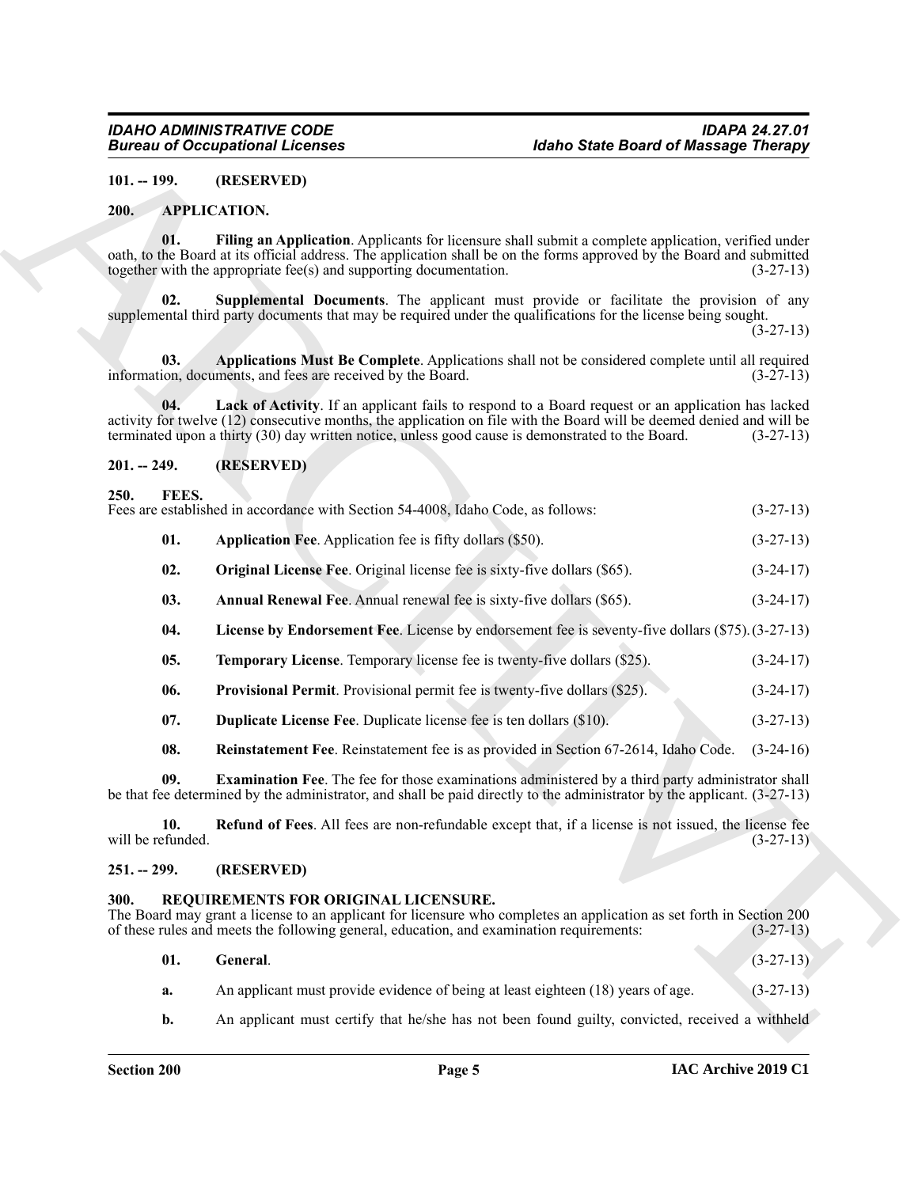**101. -- 199. (RESERVED)**

**200. APPLICATION.**

**01. Filing an Application**. Applicants for licensure shall submit a complete application, verified under oath, to the Board at its official address. The application shall be on the forms approved by the Board and submitted together with the appropriate fee(s) and supporting documentation. (3-27-13)

**02. Supplemental Documents**. The applicant must provide or facilitate the provision of any supplemental third party documents that may be required under the qualifications for the license being sought. (3-27-13)

**03. Applications Must Be Complete**. Applications shall not be considered complete until all required information, documents, and fees are received by the Board. (3-27-13)

**04. Lack of Activity**. If an applicant fails to respond to a Board request or an application has lacked activity for twelve (12) consecutive months, the application on file with the Board will be deemed denied and will be terminated upon a thirty (30) day written notice, unless good cause is demonstrated to the Board. (3-27-13)

**201. -- 249. (RESERVED)**

**250. FEES.**

Fees are established in accordance with Section 54-4008, Idaho Code, as follows: (3-27-13)

**01. Application Fee**. Application fee is fifty dollars ($50). (3-27-13)

**02. Original License Fee**. Original license fee is sixty-five dollars ($65). (3-24-17)

**03. Annual Renewal Fee**. Annual renewal fee is sixty-five dollars ($65). (3-24-17)

**04. License by Endorsement Fee**. License by endorsement fee is seventy-five dollars ($75). (3-27-13)

**05. Temporary License**. Temporary license fee is twenty-five dollars ($25). (3-24-17)

**06. Provisional Permit**. Provisional permit fee is twenty-five dollars ($25). (3-24-17)

**07. Duplicate License Fee**. Duplicate license fee is ten dollars ($10). (3-27-13)

**08. Reinstatement Fee**. Reinstatement fee is as provided in Section 67-2614, Idaho Code. (3-24-16)

**09. Examination Fee**. The fee for those examinations administered by a third party administrator shall be that fee determined by the administrator, and shall be paid directly to the administrator by the applicant. (3-27-13)

**10. Refund of Fees**. All fees are non-refundable except that, if a license is not issued, the license fee will be refunded. (3-27-13)

**251. -- 299. (RESERVED)**

**300. REQUIREMENTS FOR ORIGINAL LICENSURE.**

The Board may grant a license to an applicant for licensure who completes an application as set forth in Section 200 of these rules and meets the following general, education, and examination requirements: (3-27-13)

**01. General**. (3-27-13)

**a.** An applicant must provide evidence of being at least eighteen (18) years of age. (3-27-13)

**b.** An applicant must certify that he/she has not been found guilty, convicted, received a withheld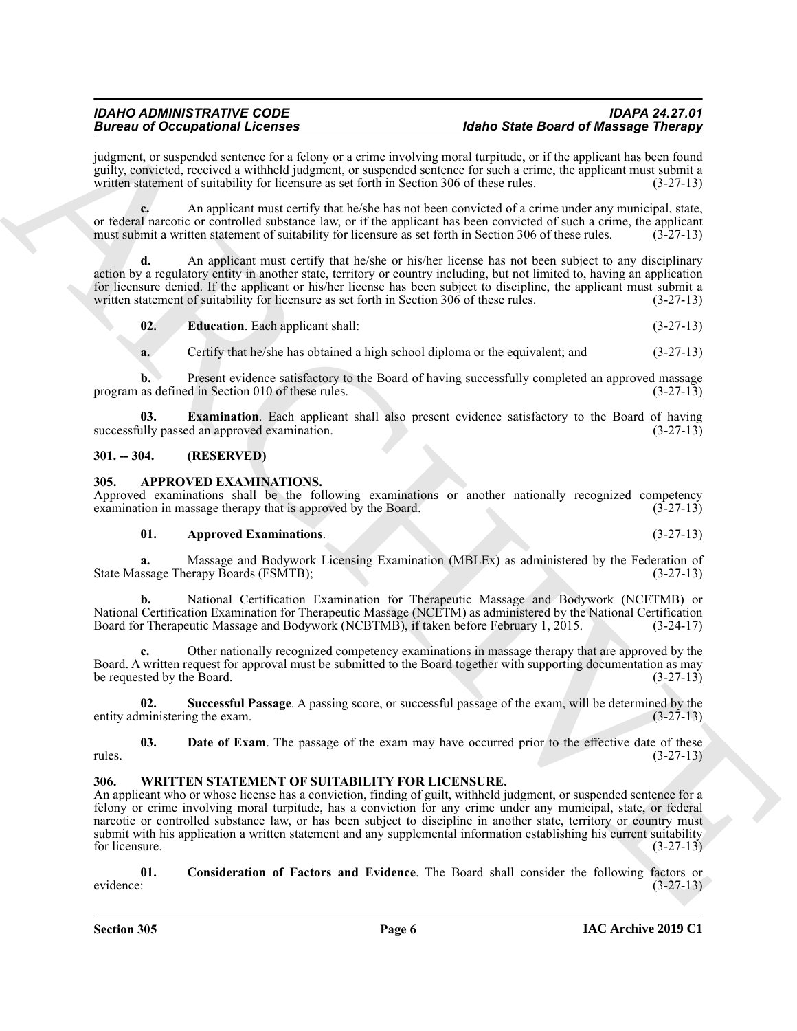judgment, or suspended sentence for a felony or a crime involving moral turpitude, or if the applicant has been found guilty, convicted, received a withheld judgment, or suspended sentence for such a crime, the applicant must submit a written statement of suitability for licensure as set forth in Section 306 of these rules. (3-27-13)

**c.** An applicant must certify that he/she has not been convicted of a crime under any municipal, state, or federal narcotic or controlled substance law, or if the applicant has been convicted of such a crime, the applicant must submit a written statement of suitability for licensure as set forth in Section 306 of these rules. (3-27-13)

**d.** An applicant must certify that he/she or his/her license has not been subject to any disciplinary action by a regulatory entity in another state, territory or country including, but not limited to, having an application for licensure denied. If the applicant or his/her license has been subject to discipline, the applicant must submit a written statement of suitability for licensure as set forth in Section 306 of these rules. (3-27-13)

**02. Education**. Each applicant shall: (3-27-13)

**a.** Certify that he/she has obtained a high school diploma or the equivalent; and (3-27-13)

**b.** Present evidence satisfactory to the Board of having successfully completed an approved massage program as defined in Section 010 of these rules. (3-27-13)

**03. Examination**. Each applicant shall also present evidence satisfactory to the Board of having successfully passed an approved examination. (3-27-13)

## 301. -- 304. (RESERVED)

## 305. APPROVED EXAMINATIONS.

Approved examinations shall be the following examinations or another nationally recognized competency examination in massage therapy that is approved by the Board. (3-27-13)

**01. Approved Examinations**. (3-27-13)

**a.** Massage and Bodywork Licensing Examination (MBLEx) as administered by the Federation of State Massage Therapy Boards (FSMTB); (3-27-13)

**b.** National Certification Examination for Therapeutic Massage and Bodywork (NCETMB) or National Certification Examination for Therapeutic Massage (NCETM) as administered by the National Certification Board for Therapeutic Massage and Bodywork (NCBTMB), if taken before February 1, 2015. (3-24-17)

**c.** Other nationally recognized competency examinations in massage therapy that are approved by the Board. A written request for approval must be submitted to the Board together with supporting documentation as may be requested by the Board. (3-27-13)

**02. Successful Passage**. A passing score, or successful passage of the exam, will be determined by the entity administering the exam. (3-27-13)

**03. Date of Exam**. The passage of the exam may have occurred prior to the effective date of these rules. (3-27-13)

## 306. WRITTEN STATEMENT OF SUITABILITY FOR LICENSURE.

An applicant who or whose license has a conviction, finding of guilt, withheld judgment, or suspended sentence for a felony or crime involving moral turpitude, has a conviction for any crime under any municipal, state, or federal narcotic or controlled substance law, or has been subject to discipline in another state, territory or country must submit with his application a written statement and any supplemental information establishing his current suitability for licensure. (3-27-13)

**01. Consideration of Factors and Evidence**. The Board shall consider the following factors or evidence: (3-27-13)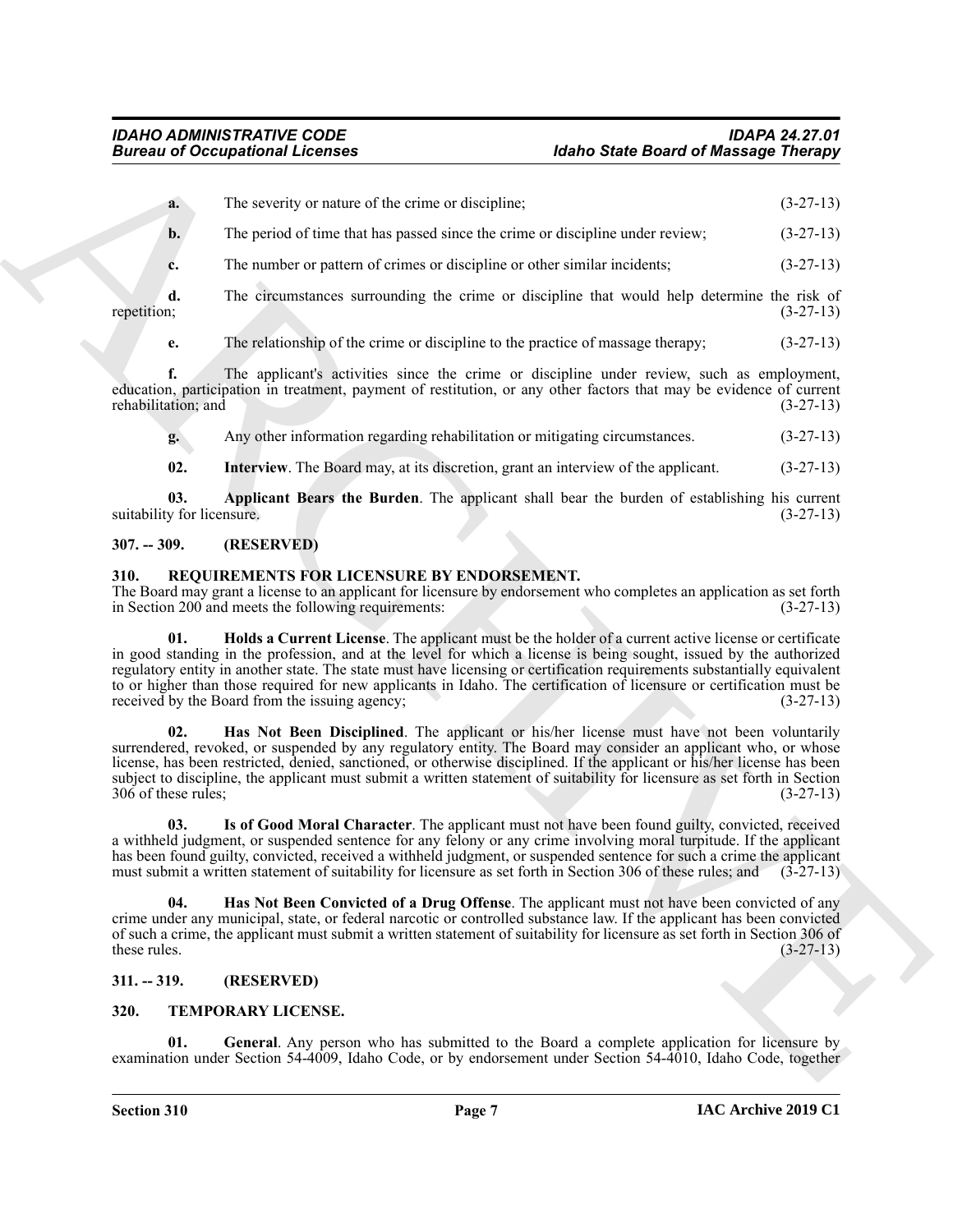**a.** The severity or nature of the crime or discipline; (3-27-13)

**b.** The period of time that has passed since the crime or discipline under review; (3-27-13)

**c.** The number or pattern of crimes or discipline or other similar incidents; (3-27-13)

**d.** The circumstances surrounding the crime or discipline that would help determine the risk of repetition; (3-27-13)

**e.** The relationship of the crime or discipline to the practice of massage therapy; (3-27-13)

**f.** The applicant's activities since the crime or discipline under review, such as employment, education, participation in treatment, payment of restitution, or any other factors that may be evidence of current rehabilitation; and (3-27-13)

**g.** Any other information regarding rehabilitation or mitigating circumstances. (3-27-13)

**02. Interview**. The Board may, at its discretion, grant an interview of the applicant. (3-27-13)

**03. Applicant Bears the Burden**. The applicant shall bear the burden of establishing his current suitability for licensure. (3-27-13)

### 307. -- 309. (RESERVED)

### 310. REQUIREMENTS FOR LICENSURE BY ENDORSEMENT.

The Board may grant a license to an applicant for licensure by endorsement who completes an application as set forth in Section 200 and meets the following requirements: (3-27-13)

**01. Holds a Current License**. The applicant must be the holder of a current active license or certificate in good standing in the profession, and at the level for which a license is being sought, issued by the authorized regulatory entity in another state. The state must have licensing or certification requirements substantially equivalent to or higher than those required for new applicants in Idaho. The certification of licensure or certification must be received by the Board from the issuing agency; (3-27-13)

**02. Has Not Been Disciplined**. The applicant or his/her license must have not been voluntarily surrendered, revoked, or suspended by any regulatory entity. The Board may consider an applicant who, or whose license, has been restricted, denied, sanctioned, or otherwise disciplined. If the applicant or his/her license has been subject to discipline, the applicant must submit a written statement of suitability for licensure as set forth in Section 306 of these rules; (3-27-13)

**03. Is of Good Moral Character**. The applicant must not have been found guilty, convicted, received a withheld judgment, or suspended sentence for any felony or any crime involving moral turpitude. If the applicant has been found guilty, convicted, received a withheld judgment, or suspended sentence for such a crime the applicant must submit a written statement of suitability for licensure as set forth in Section 306 of these rules; and (3-27-13)

**04. Has Not Been Convicted of a Drug Offense**. The applicant must not have been convicted of any crime under any municipal, state, or federal narcotic or controlled substance law. If the applicant has been convicted of such a crime, the applicant must submit a written statement of suitability for licensure as set forth in Section 306 of these rules. (3-27-13)

### 311. -- 319. (RESERVED)

### 320. TEMPORARY LICENSE.

**01. General**. Any person who has submitted to the Board a complete application for licensure by examination under Section 54-4009, Idaho Code, or by endorsement under Section 54-4010, Idaho Code, together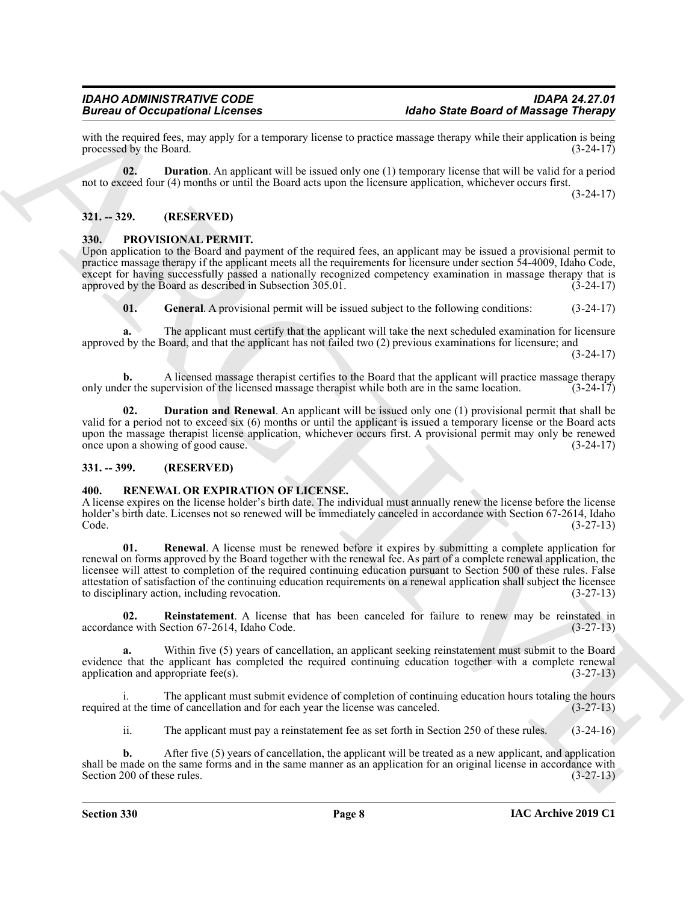with the required fees, may apply for a temporary license to practice massage therapy while their application is being processed by the Board. (3-24-17)

**02. Duration**. An applicant will be issued only one (1) temporary license that will be valid for a period not to exceed four (4) months or until the Board acts upon the licensure application, whichever occurs first. (3-24-17)

## 321. -- 329. (RESERVED)

## 330. PROVISIONAL PERMIT.

Upon application to the Board and payment of the required fees, an applicant may be issued a provisional permit to practice massage therapy if the applicant meets all the requirements for licensure under section 54-4009, Idaho Code, except for having successfully passed a nationally recognized competency examination in massage therapy that is approved by the Board as described in Subsection 305.01. (3-24-17)

**01. General**. A provisional permit will be issued subject to the following conditions: (3-24-17)

**a.** The applicant must certify that the applicant will take the next scheduled examination for licensure approved by the Board, and that the applicant has not failed two (2) previous examinations for licensure; and (3-24-17)

**b.** A licensed massage therapist certifies to the Board that the applicant will practice massage therapy only under the supervision of the licensed massage therapist while both are in the same location. (3-24-17)

**02. Duration and Renewal**. An applicant will be issued only one (1) provisional permit that shall be valid for a period not to exceed six (6) months or until the applicant is issued a temporary license or the Board acts upon the massage therapist license application, whichever occurs first. A provisional permit may only be renewed once upon a showing of good cause. (3-24-17)

## 331. -- 399. (RESERVED)

## 400. RENEWAL OR EXPIRATION OF LICENSE.

A license expires on the license holder's birth date. The individual must annually renew the license before the license holder's birth date. Licenses not so renewed will be immediately canceled in accordance with Section 67-2614, Idaho Code. (3-27-13)

**01. Renewal**. A license must be renewed before it expires by submitting a complete application for renewal on forms approved by the Board together with the renewal fee. As part of a complete renewal application, the licensee will attest to completion of the required continuing education pursuant to Section 500 of these rules. False attestation of satisfaction of the continuing education requirements on a renewal application shall subject the licensee to disciplinary action, including revocation. (3-27-13)

**02. Reinstatement**. A license that has been canceled for failure to renew may be reinstated in accordance with Section 67-2614, Idaho Code. (3-27-13)

**a.** Within five (5) years of cancellation, an applicant seeking reinstatement must submit to the Board evidence that the applicant has completed the required continuing education together with a complete renewal application and appropriate fee(s). (3-27-13)

i. The applicant must submit evidence of completion of continuing education hours totaling the hours required at the time of cancellation and for each year the license was canceled. (3-27-13)

ii. The applicant must pay a reinstatement fee as set forth in Section 250 of these rules. (3-24-16)

**b.** After five (5) years of cancellation, the applicant will be treated as a new applicant, and application shall be made on the same forms and in the same manner as an application for an original license in accordance with Section 200 of these rules. (3-27-13)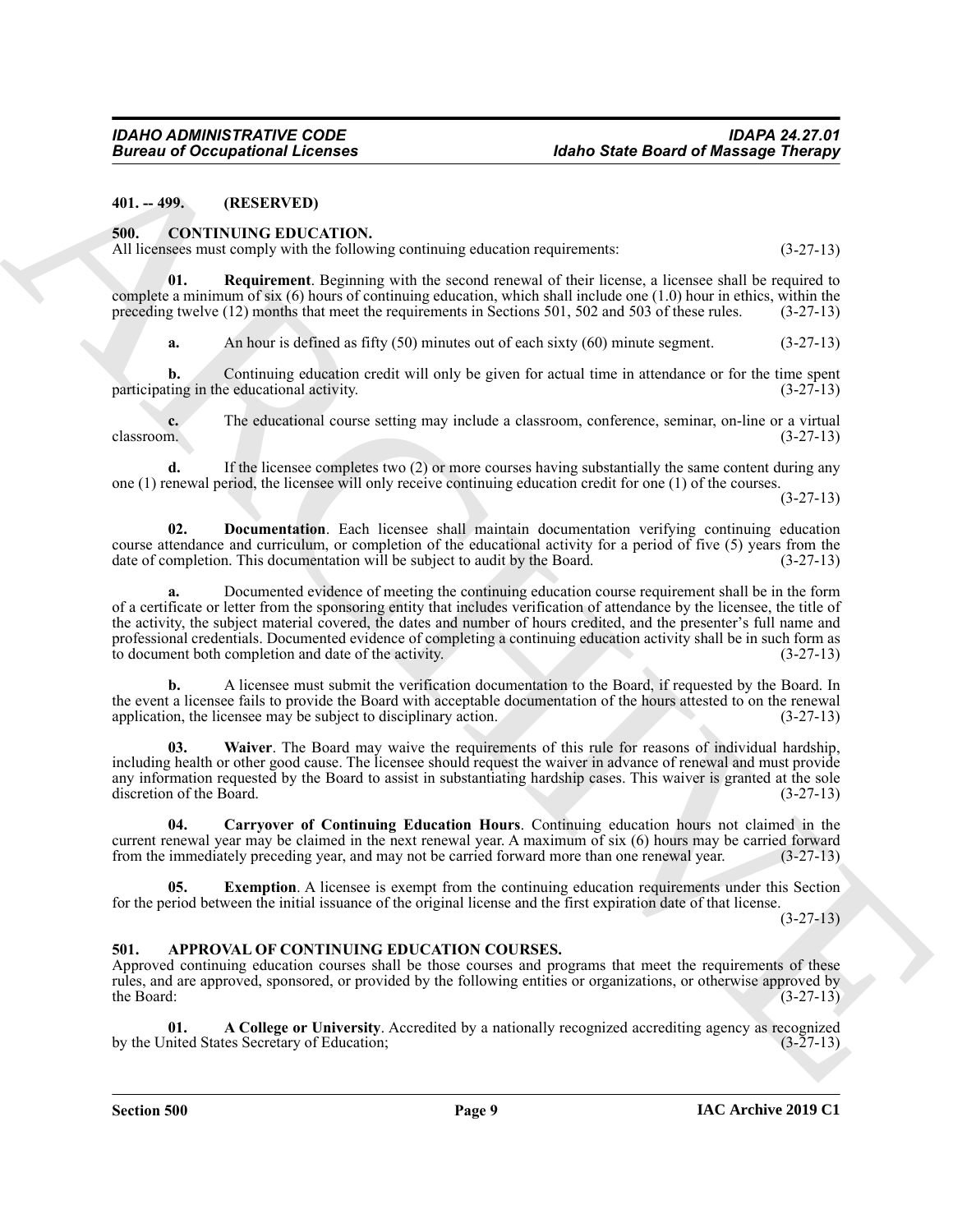**401. -- 499. (RESERVED)**

**500. CONTINUING EDUCATION.**

All licensees must comply with the following continuing education requirements: (3-27-13)

**01. Requirement**. Beginning with the second renewal of their license, a licensee shall be required to complete a minimum of six (6) hours of continuing education, which shall include one (1.0) hour in ethics, within the preceding twelve (12) months that meet the requirements in Sections 501, 502 and 503 of these rules. (3-27-13)

**a.** An hour is defined as fifty (50) minutes out of each sixty (60) minute segment. (3-27-13)

**b.** Continuing education credit will only be given for actual time in attendance or for the time spent participating in the educational activity. (3-27-13)

**c.** The educational course setting may include a classroom, conference, seminar, on-line or a virtual classroom. (3-27-13)

**d.** If the licensee completes two (2) or more courses having substantially the same content during any one (1) renewal period, the licensee will only receive continuing education credit for one (1) of the courses. (3-27-13)

**02. Documentation**. Each licensee shall maintain documentation verifying continuing education course attendance and curriculum, or completion of the educational activity for a period of five (5) years from the date of completion. This documentation will be subject to audit by the Board. (3-27-13)

**a.** Documented evidence of meeting the continuing education course requirement shall be in the form of a certificate or letter from the sponsoring entity that includes verification of attendance by the licensee, the title of the activity, the subject material covered, the dates and number of hours credited, and the presenter's full name and professional credentials. Documented evidence of completing a continuing education activity shall be in such form as to document both completion and date of the activity. (3-27-13)

**b.** A licensee must submit the verification documentation to the Board, if requested by the Board. In the event a licensee fails to provide the Board with acceptable documentation of the hours attested to on the renewal application, the licensee may be subject to disciplinary action. (3-27-13)

**03. Waiver**. The Board may waive the requirements of this rule for reasons of individual hardship, including health or other good cause. The licensee should request the waiver in advance of renewal and must provide any information requested by the Board to assist in substantiating hardship cases. This waiver is granted at the sole discretion of the Board. (3-27-13)

**04. Carryover of Continuing Education Hours**. Continuing education hours not claimed in the current renewal year may be claimed in the next renewal year. A maximum of six (6) hours may be carried forward from the immediately preceding year, and may not be carried forward more than one renewal year. (3-27-13)

**05. Exemption**. A licensee is exempt from the continuing education requirements under this Section for the period between the initial issuance of the original license and the first expiration date of that license. (3-27-13)

**501. APPROVAL OF CONTINUING EDUCATION COURSES.**

Approved continuing education courses shall be those courses and programs that meet the requirements of these rules, and are approved, sponsored, or provided by the following entities or organizations, or otherwise approved by the Board: (3-27-13)

**01. A College or University**. Accredited by a nationally recognized accrediting agency as recognized by the United States Secretary of Education; (3-27-13)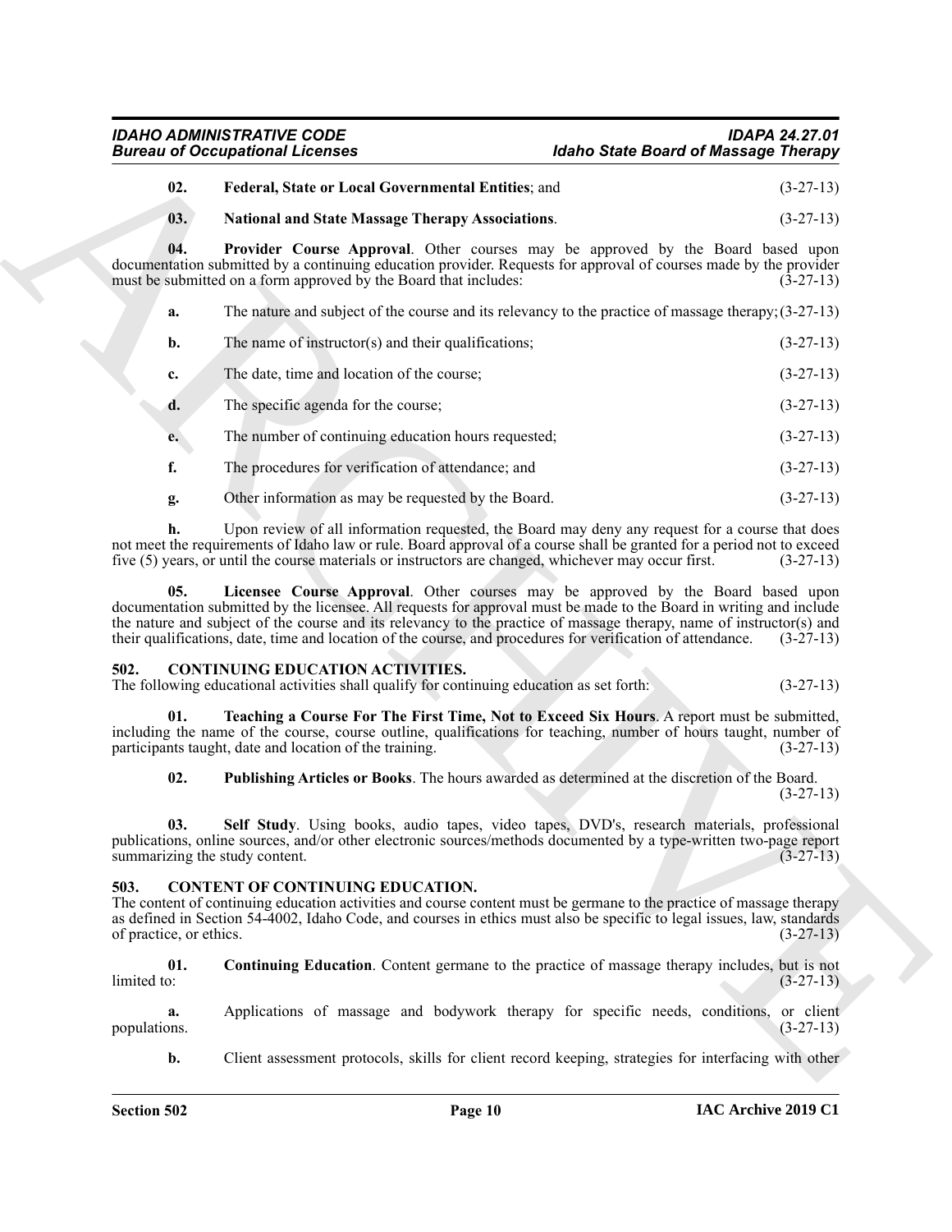**02. Federal, State or Local Governmental Entities**; and (3-27-13)

**03. National and State Massage Therapy Associations**. (3-27-13)

**04. Provider Course Approval**. Other courses may be approved by the Board based upon documentation submitted by a continuing education provider. Requests for approval of courses made by the provider must be submitted on a form approved by the Board that includes: (3-27-13)

**a.** The nature and subject of the course and its relevancy to the practice of massage therapy; (3-27-13)

**b.** The name of instructor(s) and their qualifications; (3-27-13)

**c.** The date, time and location of the course; (3-27-13)

**d.** The specific agenda for the course; (3-27-13)

**e.** The number of continuing education hours requested; (3-27-13)

**f.** The procedures for verification of attendance; and (3-27-13)

**g.** Other information as may be requested by the Board. (3-27-13)

**h.** Upon review of all information requested, the Board may deny any request for a course that does not meet the requirements of Idaho law or rule. Board approval of a course shall be granted for a period not to exceed five (5) years, or until the course materials or instructors are changed, whichever may occur first. (3-27-13)

**05. Licensee Course Approval**. Other courses may be approved by the Board based upon documentation submitted by the licensee. All requests for approval must be made to the Board in writing and include the nature and subject of the course and its relevancy to the practice of massage therapy, name of instructor(s) and their qualifications, date, time and location of the course, and procedures for verification of attendance. (3-27-13)

## 502. CONTINUING EDUCATION ACTIVITIES.

The following educational activities shall qualify for continuing education as set forth: (3-27-13)

**01. Teaching a Course For The First Time, Not to Exceed Six Hours**. A report must be submitted, including the name of the course, course outline, qualifications for teaching, number of hours taught, number of participants taught, date and location of the training. (3-27-13)

**02. Publishing Articles or Books**. The hours awarded as determined at the discretion of the Board. (3-27-13)

**03. Self Study**. Using books, audio tapes, video tapes, DVD's, research materials, professional publications, online sources, and/or other electronic sources/methods documented by a type-written two-page report summarizing the study content. (3-27-13)

## 503. CONTENT OF CONTINUING EDUCATION.

The content of continuing education activities and course content must be germane to the practice of massage therapy as defined in Section 54-4002, Idaho Code, and courses in ethics must also be specific to legal issues, law, standards of practice, or ethics. (3-27-13)

**01. Continuing Education**. Content germane to the practice of massage therapy includes, but is not limited to: (3-27-13)

**a.** Applications of massage and bodywork therapy for specific needs, conditions, or client populations. (3-27-13)

**b.** Client assessment protocols, skills for client record keeping, strategies for interfacing with other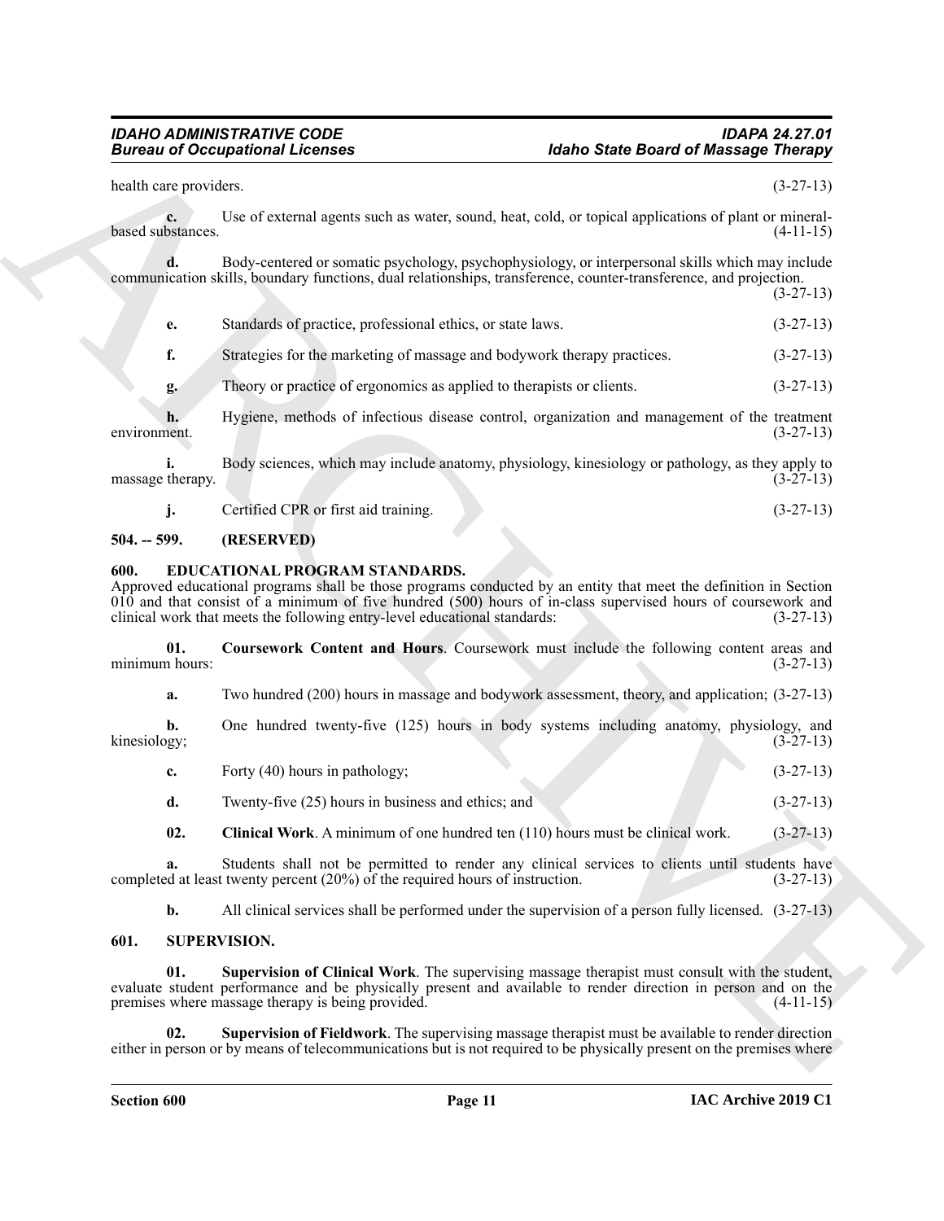health care providers. (3-27-13)

**c.** Use of external agents such as water, sound, heat, cold, or topical applications of plant or mineral-based substances. (4-11-15)

**d.** Body-centered or somatic psychology, psychophysiology, or interpersonal skills which may include communication skills, boundary functions, dual relationships, transference, counter-transference, and projection. (3-27-13)

**e.** Standards of practice, professional ethics, or state laws. (3-27-13)

**f.** Strategies for the marketing of massage and bodywork therapy practices. (3-27-13)

**g.** Theory or practice of ergonomics as applied to therapists or clients. (3-27-13)

**h.** Hygiene, methods of infectious disease control, organization and management of the treatment environment. (3-27-13)

**i.** Body sciences, which may include anatomy, physiology, kinesiology or pathology, as they apply to massage therapy. (3-27-13)

**j.** Certified CPR or first aid training. (3-27-13)

## 504. -- 599. (RESERVED)

## 600. EDUCATIONAL PROGRAM STANDARDS.

Approved educational programs shall be those programs conducted by an entity that meet the definition in Section 010 and that consist of a minimum of five hundred (500) hours of in-class supervised hours of coursework and clinical work that meets the following entry-level educational standards: (3-27-13)

**01. Coursework Content and Hours**. Coursework must include the following content areas and minimum hours: (3-27-13)

**a.** Two hundred (200) hours in massage and bodywork assessment, theory, and application; (3-27-13)

**b.** One hundred twenty-five (125) hours in body systems including anatomy, physiology, and kinesiology; (3-27-13)

**c.** Forty (40) hours in pathology; (3-27-13)

**d.** Twenty-five (25) hours in business and ethics; and (3-27-13)

**02. Clinical Work**. A minimum of one hundred ten (110) hours must be clinical work. (3-27-13)

**a.** Students shall not be permitted to render any clinical services to clients until students have completed at least twenty percent (20%) of the required hours of instruction. (3-27-13)

**b.** All clinical services shall be performed under the supervision of a person fully licensed. (3-27-13)

## 601. SUPERVISION.

**01. Supervision of Clinical Work**. The supervising massage therapist must consult with the student, evaluate student performance and be physically present and available to render direction in person and on the premises where massage therapy is being provided. (4-11-15)

**02. Supervision of Fieldwork**. The supervising massage therapist must be available to render direction either in person or by means of telecommunications but is not required to be physically present on the premises where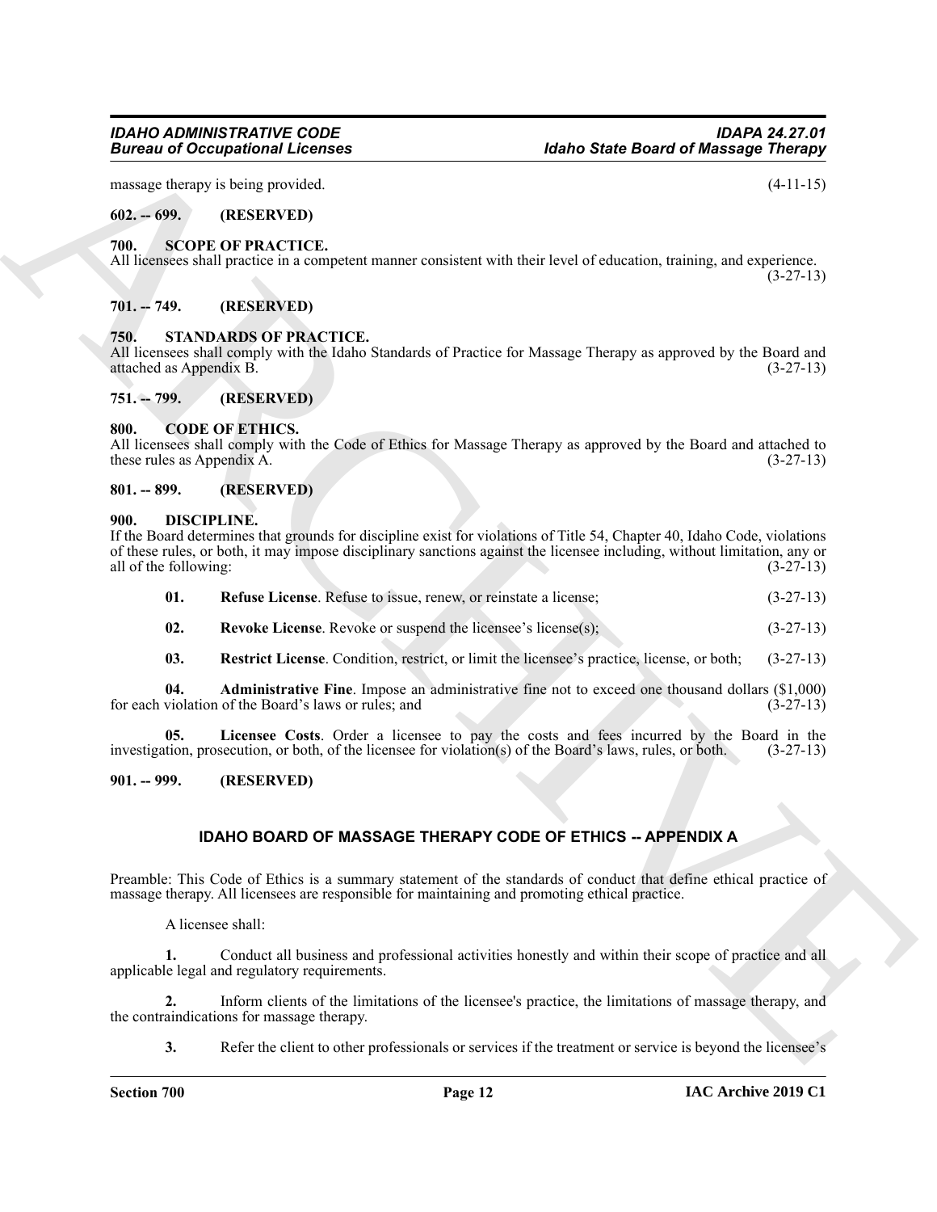massage therapy is being provided. (4-11-15)

**602. -- 699. (RESERVED)**

**700. SCOPE OF PRACTICE.**

All licensees shall practice in a competent manner consistent with their level of education, training, and experience. (3-27-13)

**701. -- 749. (RESERVED)**

**750. STANDARDS OF PRACTICE.**

All licensees shall comply with the Idaho Standards of Practice for Massage Therapy as approved by the Board and attached as Appendix B. (3-27-13)

**751. -- 799. (RESERVED)**

**800. CODE OF ETHICS.**

All licensees shall comply with the Code of Ethics for Massage Therapy as approved by the Board and attached to these rules as Appendix A. (3-27-13)

**801. -- 899. (RESERVED)**

**900. DISCIPLINE.**

If the Board determines that grounds for discipline exist for violations of Title 54, Chapter 40, Idaho Code, violations of these rules, or both, it may impose disciplinary sanctions against the licensee including, without limitation, any or all of the following: (3-27-13)

**01. Refuse License**. Refuse to issue, renew, or reinstate a license; (3-27-13)

**02. Revoke License**. Revoke or suspend the licensee's license(s); (3-27-13)

**03. Restrict License**. Condition, restrict, or limit the licensee's practice, license, or both; (3-27-13)

**04. Administrative Fine**. Impose an administrative fine not to exceed one thousand dollars ($1,000) for each violation of the Board's laws or rules; and (3-27-13)

**05. Licensee Costs**. Order a licensee to pay the costs and fees incurred by the Board in the investigation, prosecution, or both, of the licensee for violation(s) of the Board's laws, rules, or both. (3-27-13)

**901. -- 999. (RESERVED)**

## IDAHO BOARD OF MASSAGE THERAPY CODE OF ETHICS -- APPENDIX A

Preamble: This Code of Ethics is a summary statement of the standards of conduct that define ethical practice of massage therapy. All licensees are responsible for maintaining and promoting ethical practice.

A licensee shall:

**1.** Conduct all business and professional activities honestly and within their scope of practice and all applicable legal and regulatory requirements.

**2.** Inform clients of the limitations of the licensee's practice, the limitations of massage therapy, and the contraindications for massage therapy.

**3.** Refer the client to other professionals or services if the treatment or service is beyond the licensee's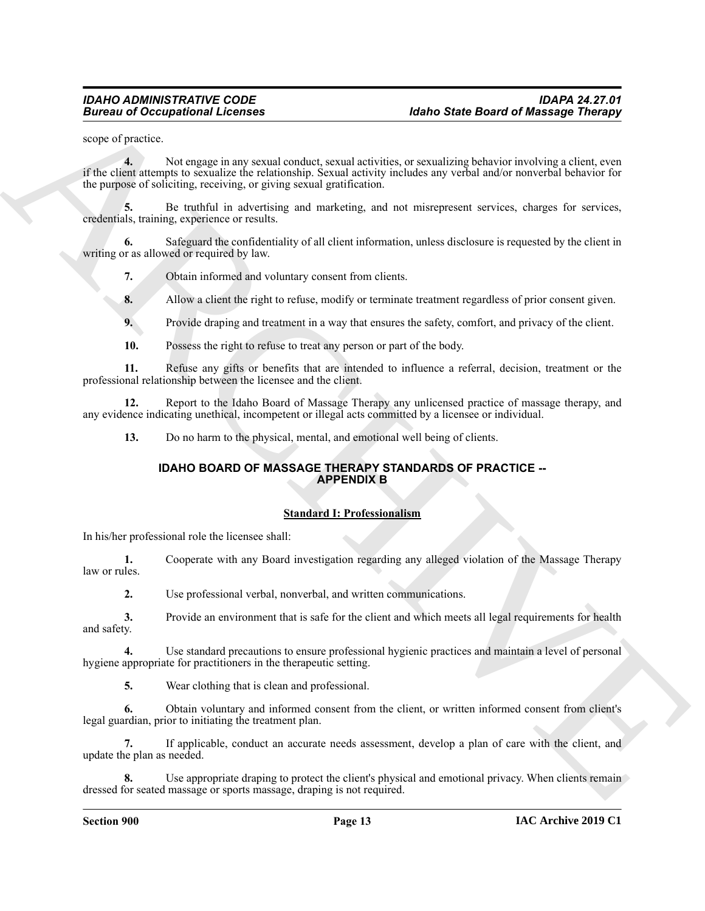scope of practice.

**4.** Not engage in any sexual conduct, sexual activities, or sexualizing behavior involving a client, even if the client attempts to sexualize the relationship. Sexual activity includes any verbal and/or nonverbal behavior for the purpose of soliciting, receiving, or giving sexual gratification.

**5.** Be truthful in advertising and marketing, and not misrepresent services, charges for services, credentials, training, experience or results.

**6.** Safeguard the confidentiality of all client information, unless disclosure is requested by the client in writing or as allowed or required by law.

**7.** Obtain informed and voluntary consent from clients.

**8.** Allow a client the right to refuse, modify or terminate treatment regardless of prior consent given.

**9.** Provide draping and treatment in a way that ensures the safety, comfort, and privacy of the client.

**10.** Possess the right to refuse to treat any person or part of the body.

**11.** Refuse any gifts or benefits that are intended to influence a referral, decision, treatment or the professional relationship between the licensee and the client.

**12.** Report to the Idaho Board of Massage Therapy any unlicensed practice of massage therapy, and any evidence indicating unethical, incompetent or illegal acts committed by a licensee or individual.

**13.** Do no harm to the physical, mental, and emotional well being of clients.

## IDAHO BOARD OF MASSAGE THERAPY STANDARDS OF PRACTICE -- APPENDIX B

### Standard I: Professionalism

In his/her professional role the licensee shall:

**1.** Cooperate with any Board investigation regarding any alleged violation of the Massage Therapy law or rules.

**2.** Use professional verbal, nonverbal, and written communications.

**3.** Provide an environment that is safe for the client and which meets all legal requirements for health and safety.

**4.** Use standard precautions to ensure professional hygienic practices and maintain a level of personal hygiene appropriate for practitioners in the therapeutic setting.

**5.** Wear clothing that is clean and professional.

**6.** Obtain voluntary and informed consent from the client, or written informed consent from client's legal guardian, prior to initiating the treatment plan.

**7.** If applicable, conduct an accurate needs assessment, develop a plan of care with the client, and update the plan as needed.

**8.** Use appropriate draping to protect the client's physical and emotional privacy. When clients remain dressed for seated massage or sports massage, draping is not required.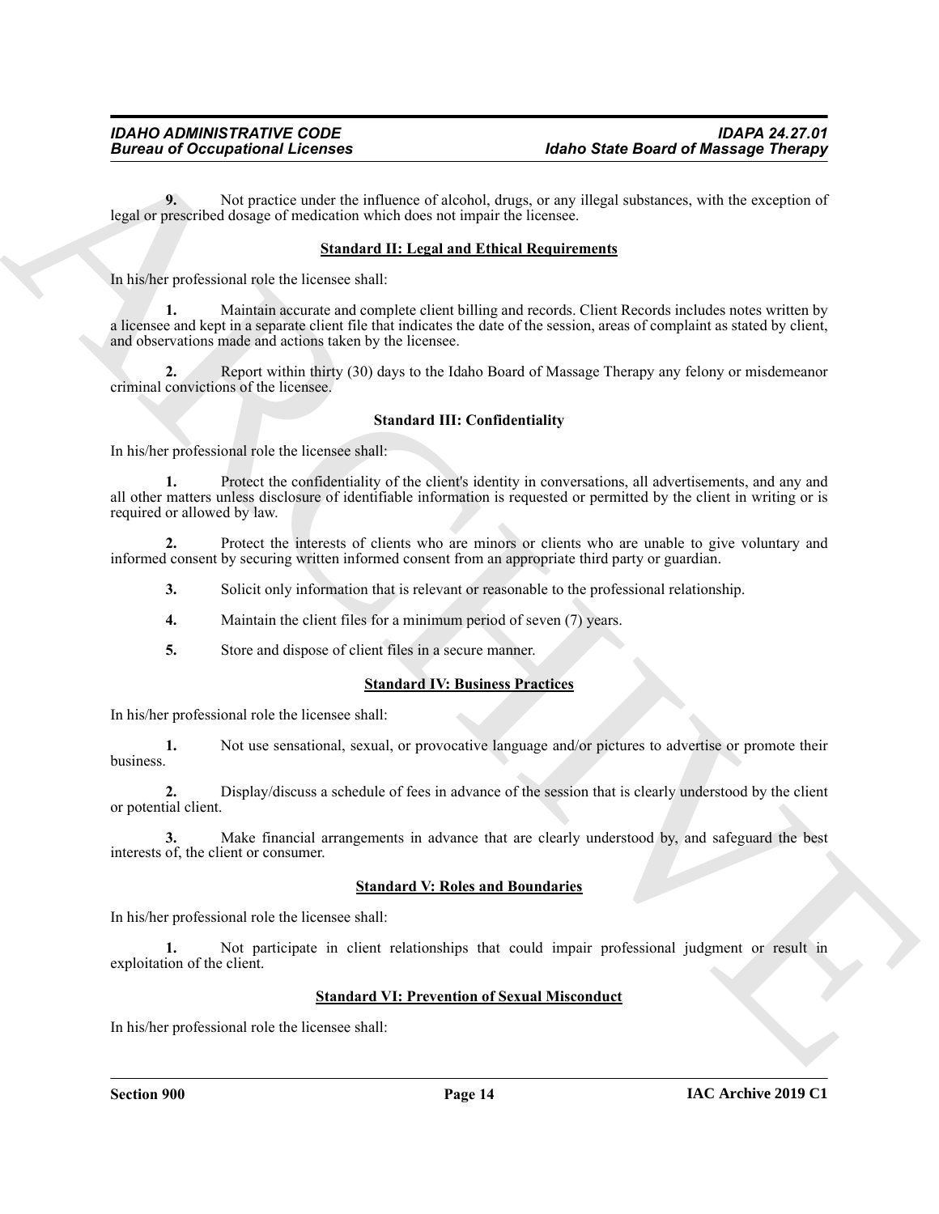**9.** Not practice under the influence of alcohol, drugs, or any illegal substances, with the exception of legal or prescribed dosage of medication which does not impair the licensee.

**Standard II: Legal and Ethical Requirements**

In his/her professional role the licensee shall:

**1.** Maintain accurate and complete client billing and records. Client Records includes notes written by a licensee and kept in a separate client file that indicates the date of the session, areas of complaint as stated by client, and observations made and actions taken by the licensee.

**2.** Report within thirty (30) days to the Idaho Board of Massage Therapy any felony or misdemeanor criminal convictions of the licensee.

**Standard III: Confidentiality**

In his/her professional role the licensee shall:

**1.** Protect the confidentiality of the client's identity in conversations, all advertisements, and any and all other matters unless disclosure of identifiable information is requested or permitted by the client in writing or is required or allowed by law.

**2.** Protect the interests of clients who are minors or clients who are unable to give voluntary and informed consent by securing written informed consent from an appropriate third party or guardian.

**3.** Solicit only information that is relevant or reasonable to the professional relationship.

**4.** Maintain the client files for a minimum period of seven (7) years.

**5.** Store and dispose of client files in a secure manner.

**Standard IV: Business Practices**

In his/her professional role the licensee shall:

**1.** Not use sensational, sexual, or provocative language and/or pictures to advertise or promote their business.

**2.** Display/discuss a schedule of fees in advance of the session that is clearly understood by the client or potential client.

**3.** Make financial arrangements in advance that are clearly understood by, and safeguard the best interests of, the client or consumer.

**Standard V: Roles and Boundaries**

In his/her professional role the licensee shall:

**1.** Not participate in client relationships that could impair professional judgment or result in exploitation of the client.

**Standard VI: Prevention of Sexual Misconduct**

In his/her professional role the licensee shall: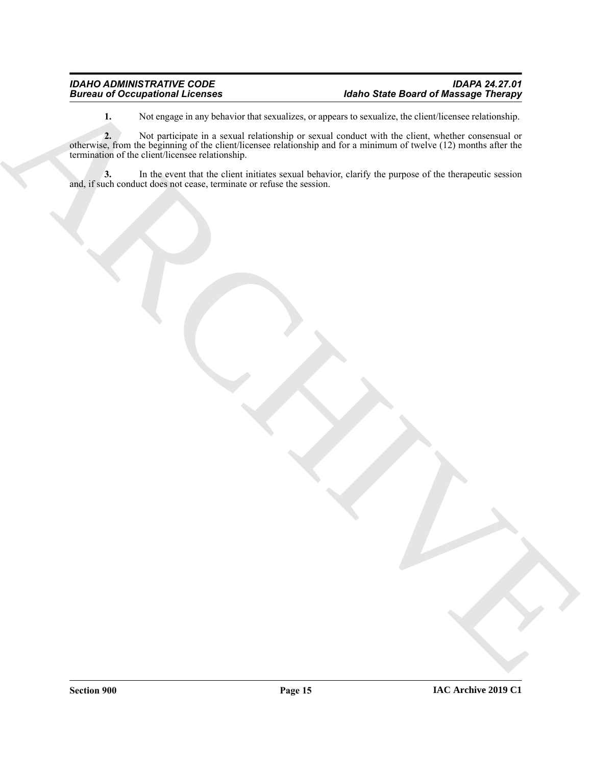**1.** Not engage in any behavior that sexualizes, or appears to sexualize, the client/licensee relationship.

**2.** Not participate in a sexual relationship or sexual conduct with the client, whether consensual or otherwise, from the beginning of the client/licensee relationship and for a minimum of twelve (12) months after the termination of the client/licensee relationship.

**3.** In the event that the client initiates sexual behavior, clarify the purpose of the therapeutic session and, if such conduct does not cease, terminate or refuse the session.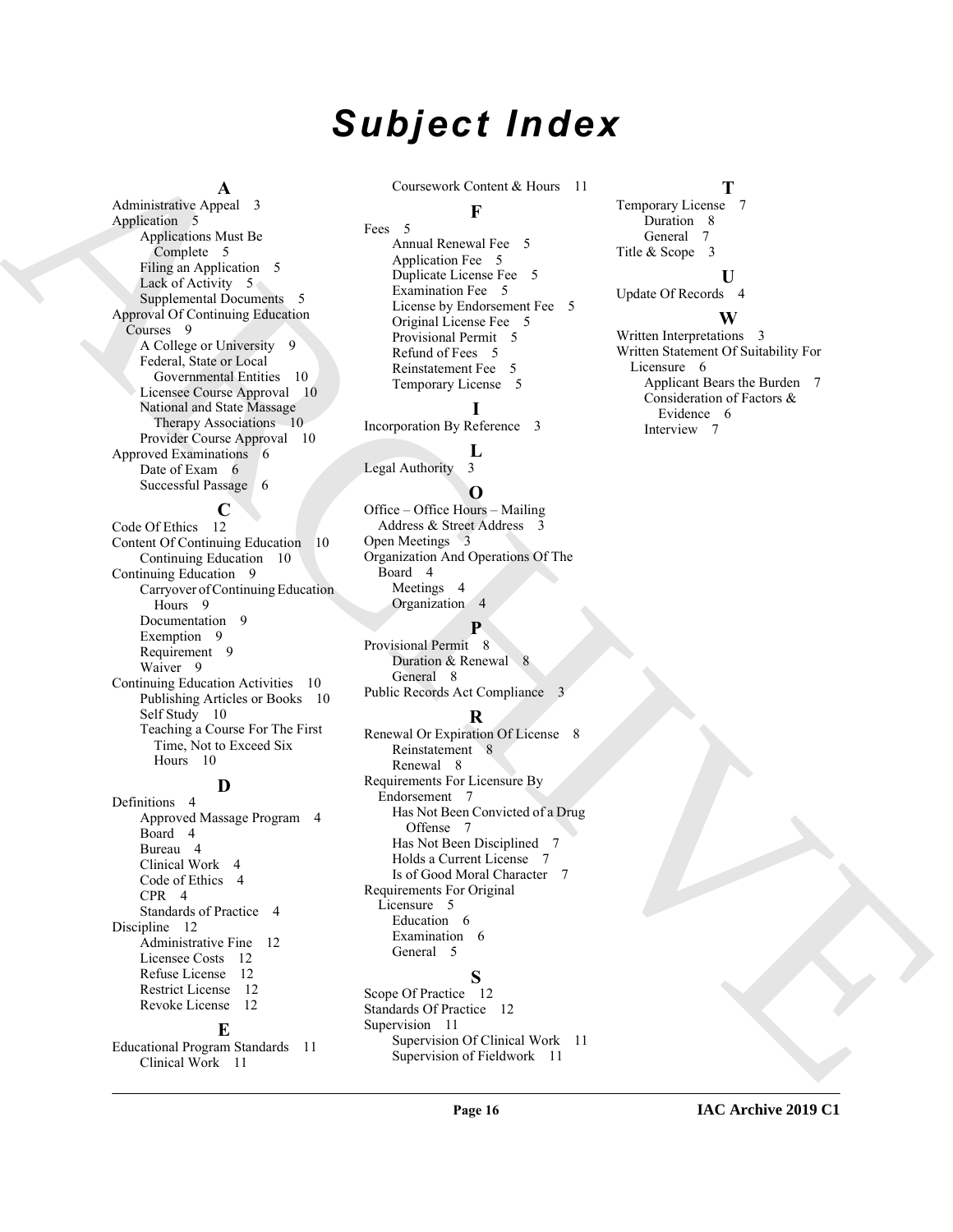# Subject Index

**A**

Administrative Appeal 3
Application 5
  Applications Must Be Complete 5
  Filing an Application 5
  Lack of Activity 5
  Supplemental Documents 5
Approval Of Continuing Education Courses 9
  A College or University 9
  Federal, State or Local Governmental Entities 10
  Licensee Course Approval 10
  National and State Massage Therapy Associations 10
  Provider Course Approval 10
Approved Examinations 6
  Date of Exam 6
  Successful Passage 6

**C**

Code Of Ethics 12
Content Of Continuing Education 10
  Continuing Education 10
Continuing Education 9
  Carryover of Continuing Education Hours 9
  Documentation 9
  Exemption 9
  Requirement 9
  Waiver 9
Continuing Education Activities 10
  Publishing Articles or Books 10
  Self Study 10
  Teaching a Course For The First Time, Not to Exceed Six Hours 10

**D**

Definitions 4
  Approved Massage Program 4
  Board 4
  Bureau 4
  Clinical Work 4
  Code of Ethics 4
  CPR 4
  Standards of Practice 4
Discipline 12
  Administrative Fine 12
  Licensee Costs 12
  Refuse License 12
  Restrict License 12
  Revoke License 12

**E**

Educational Program Standards 11
  Clinical Work 11
  Coursework Content & Hours 11

**F**

Fees 5
  Annual Renewal Fee 5
  Application Fee 5
  Duplicate License Fee 5
  Examination Fee 5
  License by Endorsement Fee 5
  Original License Fee 5
  Provisional Permit 5
  Refund of Fees 5
  Reinstatement Fee 5
  Temporary License 5

**I**

Incorporation By Reference 3

**L**

Legal Authority 3

**O**

Office – Office Hours – Mailing Address & Street Address 3
Open Meetings 3
Organization And Operations Of The Board 4
  Meetings 4
  Organization 4

**P**

Provisional Permit 8
  Duration & Renewal 8
  General 8
Public Records Act Compliance 3

**R**

Renewal Or Expiration Of License 8
  Reinstatement 8
  Renewal 8
Requirements For Licensure By Endorsement 7
  Has Not Been Convicted of a Drug Offense 7
  Has Not Been Disciplined 7
  Holds a Current License 7
  Is of Good Moral Character 7
Requirements For Original Licensure 5
  Education 6
  Examination 6
  General 5

**S**

Scope Of Practice 12
Standards Of Practice 12
Supervision 11
  Supervision Of Clinical Work 11
  Supervision of Fieldwork 11

**T**

Temporary License 7
  Duration 8
  General 7
Title & Scope 3

**U**

Update Of Records 4

**W**

Written Interpretations 3
Written Statement Of Suitability For Licensure 6
  Applicant Bears the Burden 7
  Consideration of Factors & Evidence 6
  Interview 7